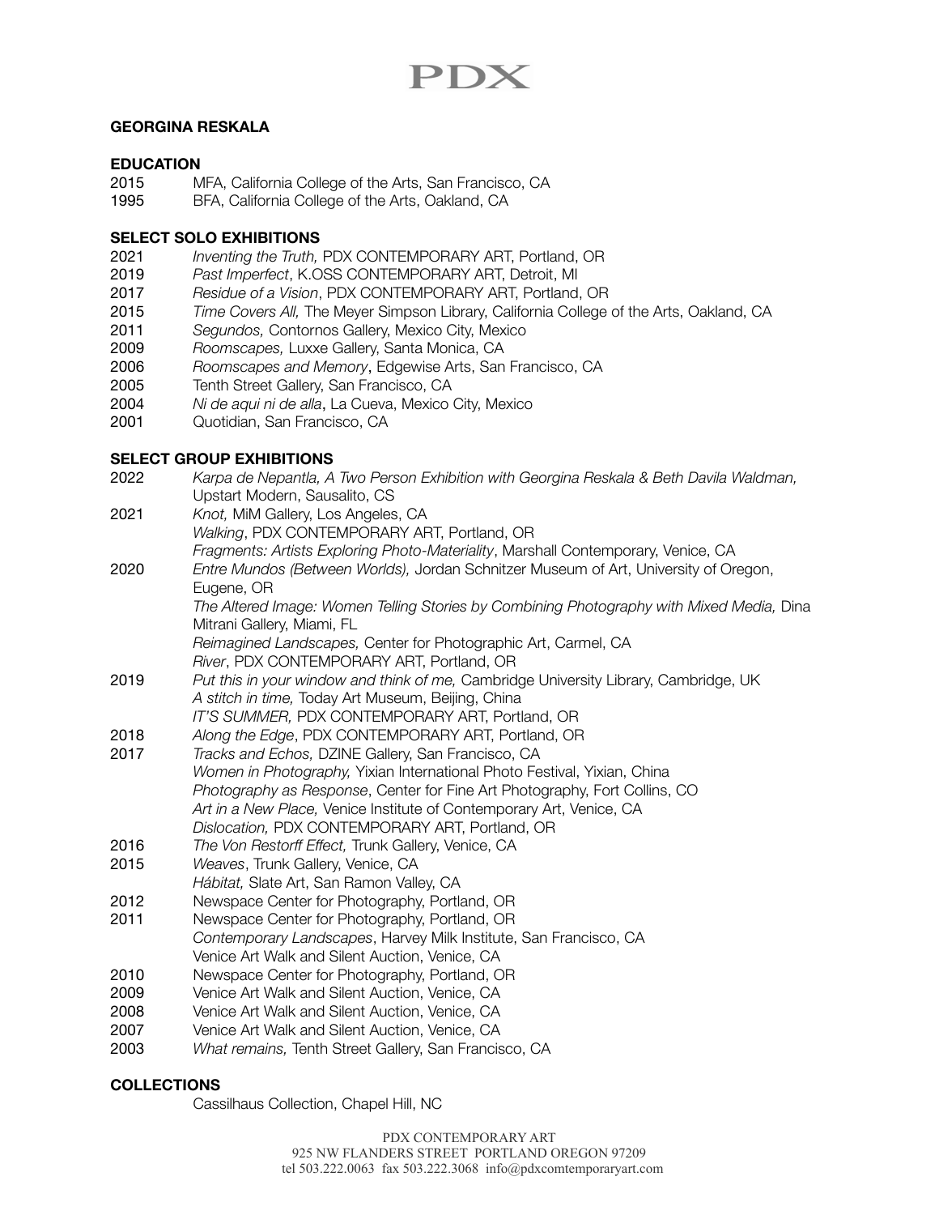PDX

# GEORGINA RESKALA

## EDUCATION

2015 MFA, California College of the Arts, San Francisco, CA
1995 BFA, California College of the Arts, Oakland, CA

## SELECT SOLO EXHIBITIONS

2021 *Inventing the Truth,* PDX CONTEMPORARY ART, Portland, OR
2019 *Past Imperfect*, K.OSS CONTEMPORARY ART, Detroit, MI
2017 *Residue of a Vision*, PDX CONTEMPORARY ART, Portland, OR
2015 *Time Covers All,* The Meyer Simpson Library, California College of the Arts, Oakland, CA
2011 *Segundos,* Contornos Gallery, Mexico City, Mexico
2009 *Roomscapes,* Luxxe Gallery, Santa Monica, CA
2006 *Roomscapes and Memory*, Edgewise Arts, San Francisco, CA
2005 Tenth Street Gallery, San Francisco, CA
2004 *Ni de aqui ni de alla*, La Cueva, Mexico City, Mexico
2001 Quotidian, San Francisco, CA

## SELECT GROUP EXHIBITIONS

2022 *Karpa de Nepantla, A Two Person Exhibition with Georgina Reskala & Beth Davila Waldman,* Upstart Modern, Sausalito, CS
2021 *Knot,* MiM Gallery, Los Angeles, CA
*Walking*, PDX CONTEMPORARY ART, Portland, OR
*Fragments: Artists Exploring Photo-Materiality*, Marshall Contemporary, Venice, CA
2020 *Entre Mundos (Between Worlds),* Jordan Schnitzer Museum of Art, University of Oregon, Eugene, OR
*The Altered Image: Women Telling Stories by Combining Photography with Mixed Media,* Dina Mitrani Gallery, Miami, FL
*Reimagined Landscapes,* Center for Photographic Art, Carmel, CA
*River*, PDX CONTEMPORARY ART, Portland, OR
2019 *Put this in your window and think of me,* Cambridge University Library, Cambridge, UK
*A stitch in time,* Today Art Museum, Beijing, China
*IT'S SUMMER,* PDX CONTEMPORARY ART, Portland, OR
2018 *Along the Edge*, PDX CONTEMPORARY ART, Portland, OR
2017 *Tracks and Echos,* DZINE Gallery, San Francisco, CA
*Women in Photography,* Yixian International Photo Festival, Yixian, China
*Photography as Response*, Center for Fine Art Photography, Fort Collins, CO
*Art in a New Place,* Venice Institute of Contemporary Art, Venice, CA
*Dislocation,* PDX CONTEMPORARY ART, Portland, OR
2016 *The Von Restorff Effect,* Trunk Gallery, Venice, CA
2015 *Weaves*, Trunk Gallery, Venice, CA
*Hábitat,* Slate Art, San Ramon Valley, CA
2012 Newspace Center for Photography, Portland, OR
2011 Newspace Center for Photography, Portland, OR
*Contemporary Landscapes*, Harvey Milk Institute, San Francisco, CA
Venice Art Walk and Silent Auction, Venice, CA
2010 Newspace Center for Photography, Portland, OR
2009 Venice Art Walk and Silent Auction, Venice, CA
2008 Venice Art Walk and Silent Auction, Venice, CA
2007 Venice Art Walk and Silent Auction, Venice, CA
2003 *What remains,* Tenth Street Gallery, San Francisco, CA

## COLLECTIONS

Cassilhaus Collection, Chapel Hill, NC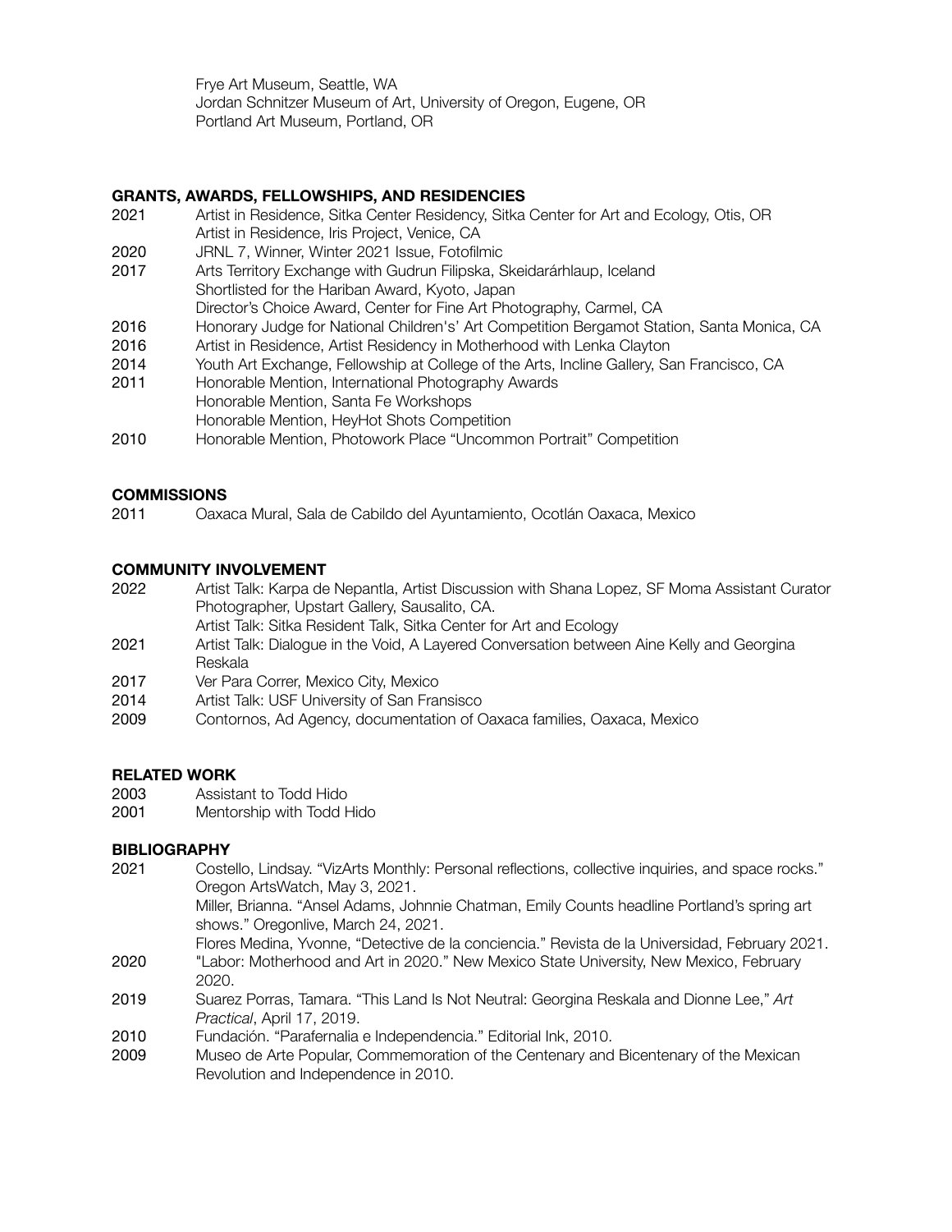Frye Art Museum, Seattle, WA
Jordan Schnitzer Museum of Art, University of Oregon, Eugene, OR
Portland Art Museum, Portland, OR

**GRANTS, AWARDS, FELLOWSHIPS, AND RESIDENCIES**

2021 Artist in Residence, Sitka Center Residency, Sitka Center for Art and Ecology, Otis, OR
Artist in Residence, Iris Project, Venice, CA
2020 JRNL 7, Winner, Winter 2021 Issue, Fotofilmic
2017 Arts Territory Exchange with Gudrun Filipska, Skeidarárhlaup, Iceland
Shortlisted for the Hariban Award, Kyoto, Japan
Director's Choice Award, Center for Fine Art Photography, Carmel, CA
2016 Honorary Judge for National Children's' Art Competition Bergamot Station, Santa Monica, CA
2016 Artist in Residence, Artist Residency in Motherhood with Lenka Clayton
2014 Youth Art Exchange, Fellowship at College of the Arts, Incline Gallery, San Francisco, CA
2011 Honorable Mention, International Photography Awards
Honorable Mention, Santa Fe Workshops
Honorable Mention, HeyHot Shots Competition
2010 Honorable Mention, Photowork Place "Uncommon Portrait" Competition

**COMMISSIONS**

2011 Oaxaca Mural, Sala de Cabildo del Ayuntamiento, Ocotlán Oaxaca, Mexico

**COMMUNITY INVOLVEMENT**

2022 Artist Talk: Karpa de Nepantla, Artist Discussion with Shana Lopez, SF Moma Assistant Curator Photographer, Upstart Gallery, Sausalito, CA.
Artist Talk: Sitka Resident Talk, Sitka Center for Art and Ecology
2021 Artist Talk: Dialogue in the Void, A Layered Conversation between Aine Kelly and Georgina Reskala
2017 Ver Para Correr, Mexico City, Mexico
2014 Artist Talk: USF University of San Fransisco
2009 Contornos, Ad Agency, documentation of Oaxaca families, Oaxaca, Mexico

**RELATED WORK**

2003 Assistant to Todd Hido
2001 Mentorship with Todd Hido

**BIBLIOGRAPHY**

2021 Costello, Lindsay. "VizArts Monthly: Personal reflections, collective inquiries, and space rocks." Oregon ArtsWatch, May 3, 2021.
Miller, Brianna. "Ansel Adams, Johnnie Chatman, Emily Counts headline Portland's spring art shows." Oregonlive, March 24, 2021.
Flores Medina, Yvonne, "Detective de la conciencia." Revista de la Universidad, February 2021.
2020 "Labor: Motherhood and Art in 2020." New Mexico State University, New Mexico, February 2020.
2019 Suarez Porras, Tamara. "This Land Is Not Neutral: Georgina Reskala and Dionne Lee," *Art Practical*, April 17, 2019.
2010 Fundación. "Parafernalia e Independencia." Editorial Ink, 2010.
2009 Museo de Arte Popular, Commemoration of the Centenary and Bicentenary of the Mexican Revolution and Independence in 2010.